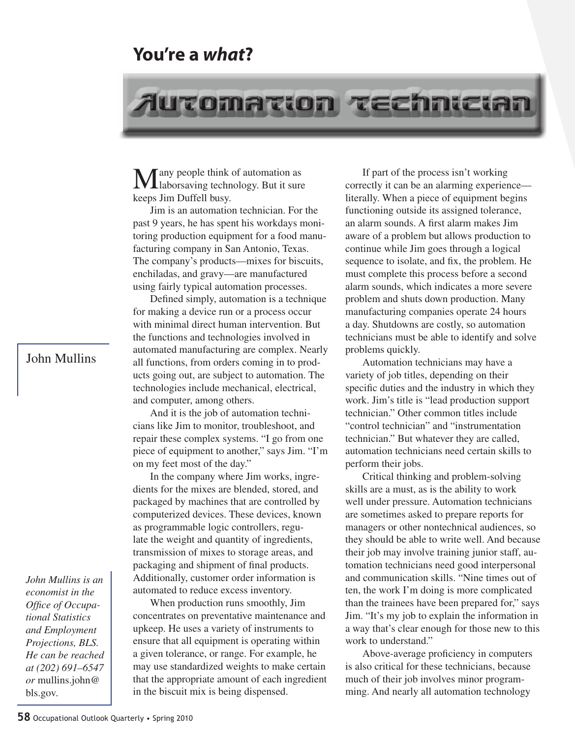# You're a *what*?

## Automation technician

John Mullins

*John Mullins is an economist in the Office of Occupational Statistics and Employment Projections, BLS. He can be reached at (202) 691–6547 or* mullins.john@bls.gov.

Many people think of automation as laborsaving technology. But it sure keeps Jim Duffell busy.

Jim is an automation technician. For the past 9 years, he has spent his workdays monitoring production equipment for a food manufacturing company in San Antonio, Texas. The company's products—mixes for biscuits, enchiladas, and gravy—are manufactured using fairly typical automation processes.

Defined simply, automation is a technique for making a device run or a process occur with minimal direct human intervention. But the functions and technologies involved in automated manufacturing are complex. Nearly all functions, from orders coming in to products going out, are subject to automation. The technologies include mechanical, electrical, and computer, among others.

And it is the job of automation technicians like Jim to monitor, troubleshoot, and repair these complex systems. "I go from one piece of equipment to another," says Jim. "I'm on my feet most of the day."

In the company where Jim works, ingredients for the mixes are blended, stored, and packaged by machines that are controlled by computerized devices. These devices, known as programmable logic controllers, regulate the weight and quantity of ingredients, transmission of mixes to storage areas, and packaging and shipment of final products. Additionally, customer order information is automated to reduce excess inventory.

When production runs smoothly, Jim concentrates on preventative maintenance and upkeep. He uses a variety of instruments to ensure that all equipment is operating within a given tolerance, or range. For example, he may use standardized weights to make certain that the appropriate amount of each ingredient in the biscuit mix is being dispensed.

If part of the process isn't working correctly it can be an alarming experience—literally. When a piece of equipment begins functioning outside its assigned tolerance, an alarm sounds. A first alarm makes Jim aware of a problem but allows production to continue while Jim goes through a logical sequence to isolate, and fix, the problem. He must complete this process before a second alarm sounds, which indicates a more severe problem and shuts down production. Many manufacturing companies operate 24 hours a day. Shutdowns are costly, so automation technicians must be able to identify and solve problems quickly.

Automation technicians may have a variety of job titles, depending on their specific duties and the industry in which they work. Jim's title is "lead production support technician." Other common titles include "control technician" and "instrumentation technician." But whatever they are called, automation technicians need certain skills to perform their jobs.

Critical thinking and problem-solving skills are a must, as is the ability to work well under pressure. Automation technicians are sometimes asked to prepare reports for managers or other nontechnical audiences, so they should be able to write well. And because their job may involve training junior staff, automation technicians need good interpersonal and communication skills. "Nine times out of ten, the work I'm doing is more complicated than the trainees have been prepared for," says Jim. "It's my job to explain the information in a way that's clear enough for those new to this work to understand."

Above-average proficiency in computers is also critical for these technicians, because much of their job involves minor programming. And nearly all automation technology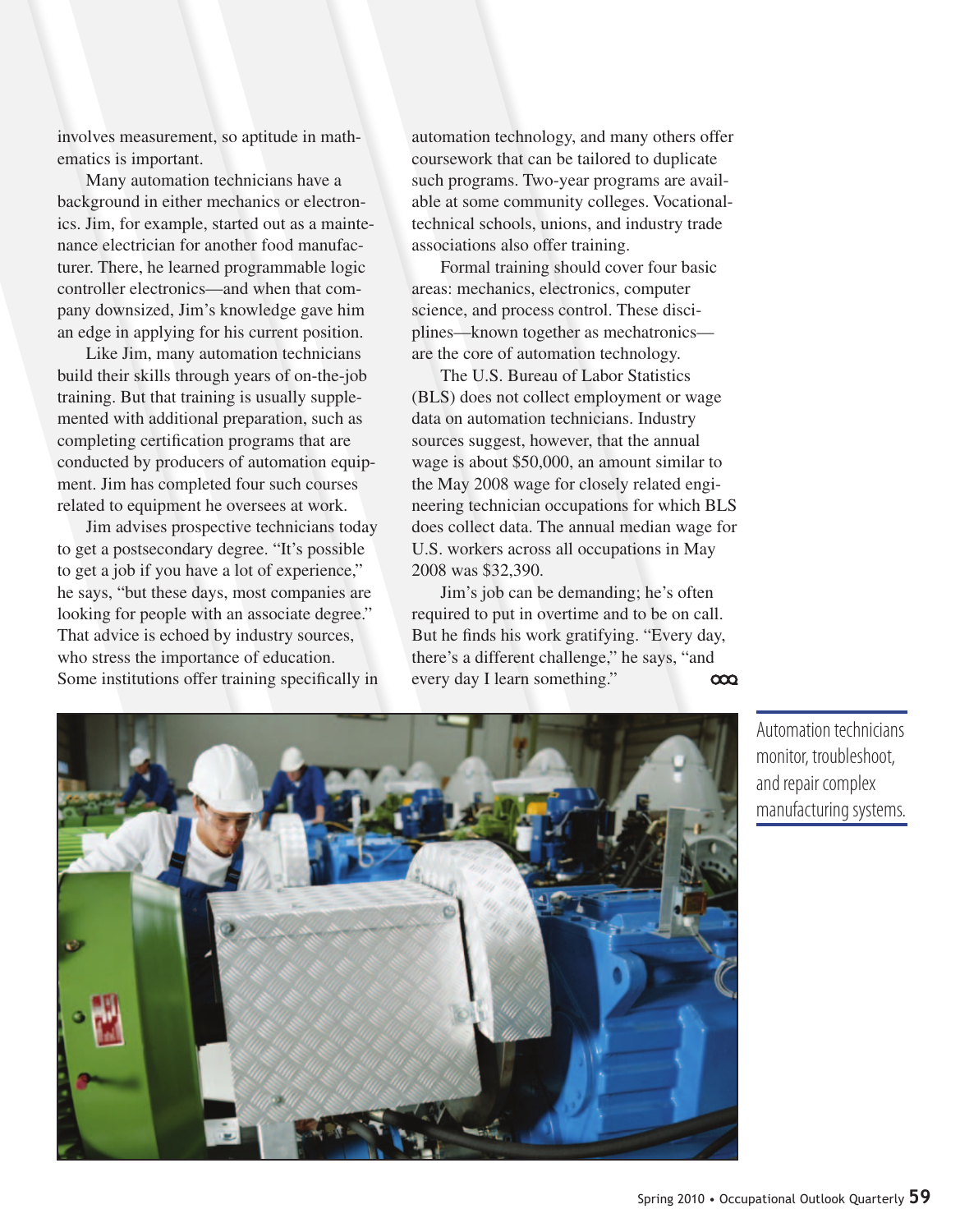involves measurement, so aptitude in mathematics is important.

Many automation technicians have a background in either mechanics or electronics. Jim, for example, started out as a maintenance electrician for another food manufacturer. There, he learned programmable logic controller electronics—and when that company downsized, Jim's knowledge gave him an edge in applying for his current position.

Like Jim, many automation technicians build their skills through years of on-the-job training. But that training is usually supplemented with additional preparation, such as completing certification programs that are conducted by producers of automation equipment. Jim has completed four such courses related to equipment he oversees at work.

Jim advises prospective technicians today to get a postsecondary degree. "It's possible to get a job if you have a lot of experience," he says, "but these days, most companies are looking for people with an associate degree." That advice is echoed by industry sources, who stress the importance of education. Some institutions offer training specifically in automation technology, and many others offer coursework that can be tailored to duplicate such programs. Two-year programs are available at some community colleges. Vocational-technical schools, unions, and industry trade associations also offer training.

Formal training should cover four basic areas: mechanics, electronics, computer science, and process control. These disciplines—known together as mechatronics—are the core of automation technology.

The U.S. Bureau of Labor Statistics (BLS) does not collect employment or wage data on automation technicians. Industry sources suggest, however, that the annual wage is about $50,000, an amount similar to the May 2008 wage for closely related engineering technician occupations for which BLS does collect data. The annual median wage for U.S. workers across all occupations in May 2008 was $32,390.

Jim's job can be demanding; he's often required to put in overtime and to be on call. But he finds his work gratifying. "Every day, there's a different challenge," he says, "and every day I learn something."

Automation technicians monitor, troubleshoot, and repair complex manufacturing systems.